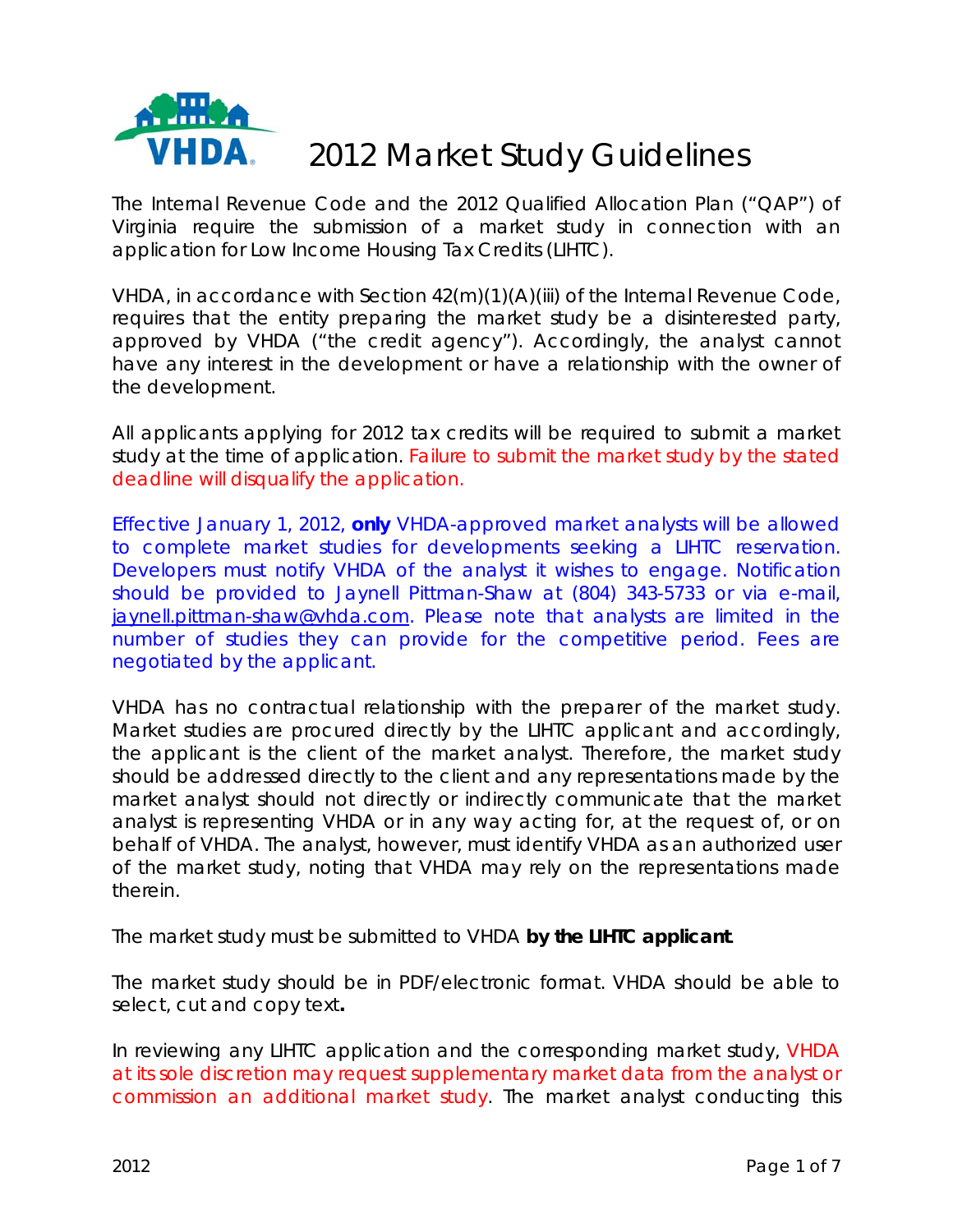# VHDA 2012 Market Study Guidelines

The Internal Revenue Code and the 2012 Qualified Allocation Plan ("QAP") of Virginia require the submission of a market study in connection with an application for Low Income Housing Tax Credits (LIHTC).

VHDA, in accordance with Section 42(m)(1)(A)(iii) of the Internal Revenue Code, requires that the entity preparing the market study be a disinterested party, approved by VHDA ("the credit agency"). Accordingly, the analyst cannot have any interest in the development or have a relationship with the owner of the development.

All applicants applying for 2012 tax credits will be required to submit a market study at the time of application. Failure to submit the market study by the stated deadline will disqualify the application.

Effective January 1, 2012, **only** VHDA-approved market analysts will be allowed to complete market studies for developments seeking a LIHTC reservation. Developers must notify VHDA of the analyst it wishes to engage. Notification should be provided to Jaynell Pittman-Shaw at (804) 343-5733 or via e-mail, jaynell.pittman-shaw@vhda.com. Please note that analysts are limited in the number of studies they can provide for the competitive period. Fees are negotiated by the applicant.

VHDA has no contractual relationship with the preparer of the market study. Market studies are procured directly by the LIHTC applicant and accordingly, the applicant is the client of the market analyst. Therefore, the market study should be addressed directly to the client and any representations made by the market analyst should not directly or indirectly communicate that the market analyst is representing VHDA or in any way acting for, at the request of, or on behalf of VHDA. The analyst, however, must identify VHDA as an authorized user of the market study, noting that VHDA may rely on the representations made therein.

The market study must be submitted to VHDA **by the LIHTC applicant**.

The market study should be in PDF/electronic format. VHDA should be able to select, cut and copy text**.**

In reviewing any LIHTC application and the corresponding market study, VHDA at its sole discretion may request supplementary market data from the analyst or commission an additional market study. The market analyst conducting this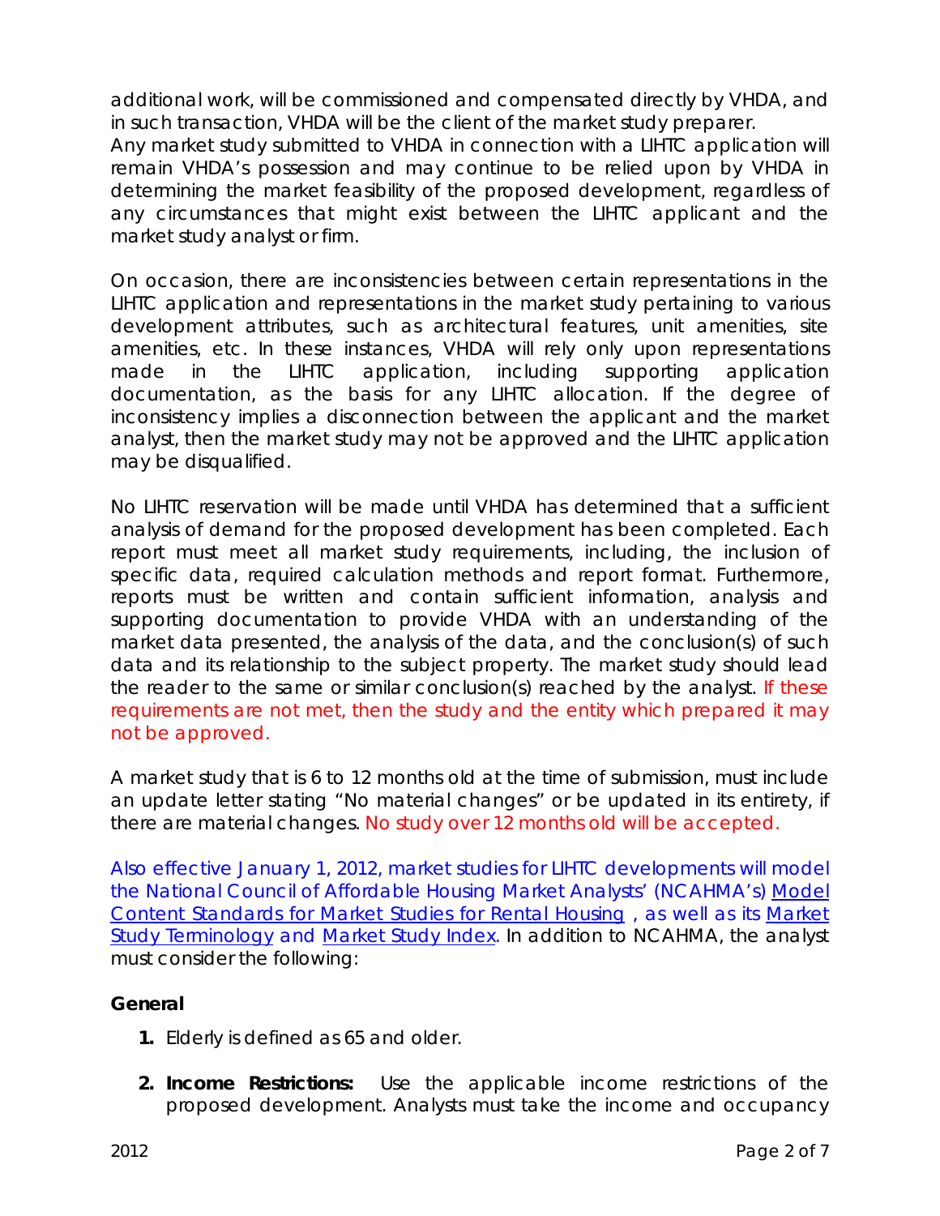additional work, will be commissioned and compensated directly by VHDA, and in such transaction, VHDA will be the client of the market study preparer.
Any market study submitted to VHDA in connection with a LIHTC application will remain VHDA's possession and may continue to be relied upon by VHDA in determining the market feasibility of the proposed development, regardless of any circumstances that might exist between the LIHTC applicant and the market study analyst or firm.

On occasion, there are inconsistencies between certain representations in the LIHTC application and representations in the market study pertaining to various development attributes, such as architectural features, unit amenities, site amenities, etc. In these instances, VHDA will rely only upon representations made in the LIHTC application, including supporting application documentation, as the basis for any LIHTC allocation. If the degree of inconsistency implies a disconnection between the applicant and the market analyst, then the market study may not be approved and the LIHTC application may be disqualified.

No LIHTC reservation will be made until VHDA has determined that a sufficient analysis of demand for the proposed development has been completed. Each report must meet all market study requirements, including, the inclusion of specific data, required calculation methods and report format. Furthermore, reports must be written and contain sufficient information, analysis and supporting documentation to provide VHDA with an understanding of the market data presented, the analysis of the data, and the conclusion(s) of such data and its relationship to the subject property. The market study should lead the reader to the same or similar conclusion(s) reached by the analyst. If these requirements are not met, then the study and the entity which prepared it may not be approved.

A market study that is 6 to 12 months old at the time of submission, must include an update letter stating "No material changes" or be updated in its entirety, if there are material changes. No study over 12 months old will be accepted.

Also effective January 1, 2012, market studies for LIHTC developments will model the National Council of Affordable Housing Market Analysts' (NCAHMA's) Model Content Standards for Market Studies for Rental Housing , as well as its Market Study Terminology and Market Study Index. In addition to NCAHMA, the analyst must consider the following:

**General**

1. Elderly is defined as 65 and older.
2. **Income Restrictions:** Use the applicable income restrictions of the proposed development. Analysts must take the income and occupancy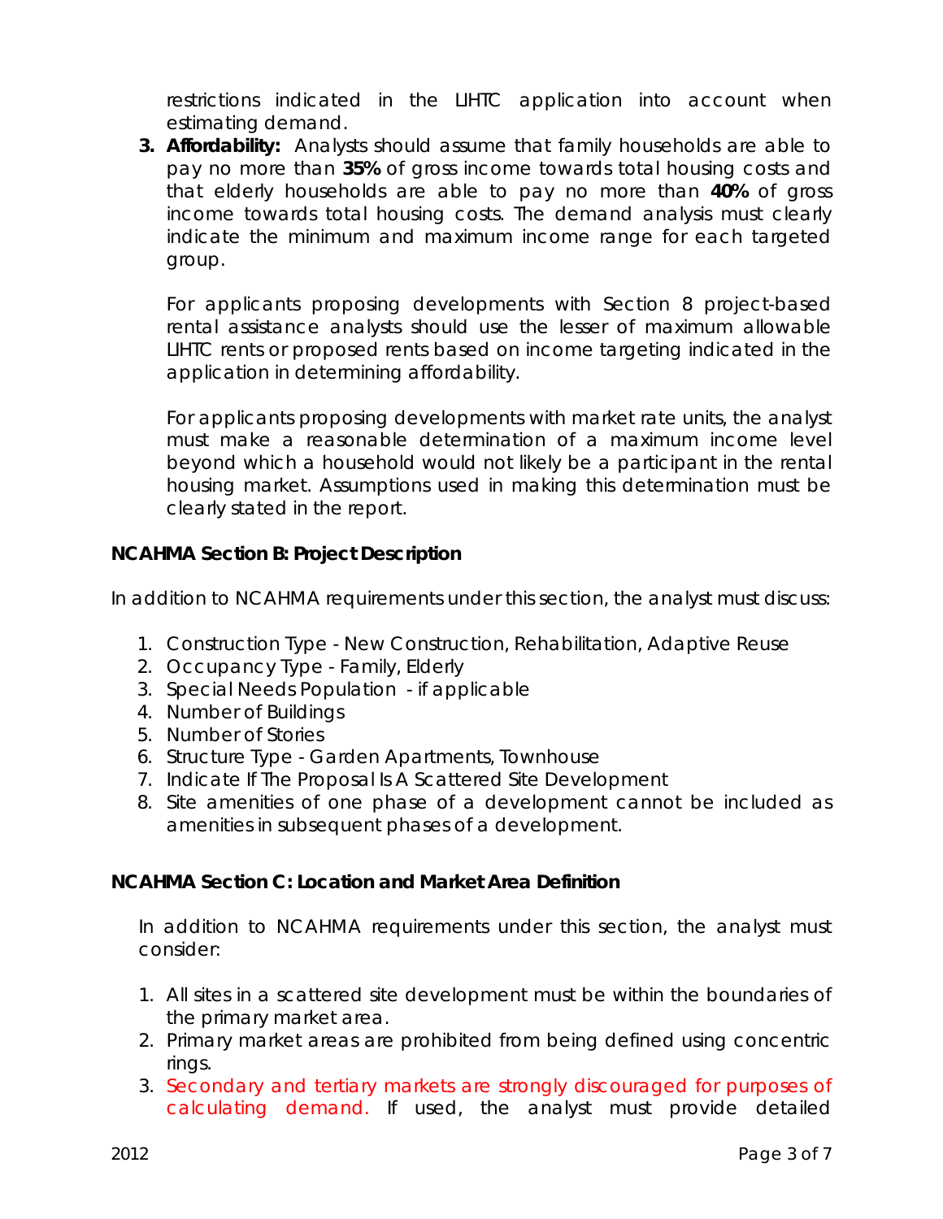restrictions indicated in the LIHTC application into account when estimating demand.

3. **Affordability:** Analysts should assume that family households are able to pay no more than **35%** of gross income towards total housing costs and that elderly households are able to pay no more than **40%** of gross income towards total housing costs. The demand analysis must clearly indicate the minimum and maximum income range for each targeted group.

   For applicants proposing developments with Section 8 project-based rental assistance analysts should use the lesser of maximum allowable LIHTC rents or proposed rents based on income targeting indicated in the application in determining affordability.

   For applicants proposing developments with market rate units, the analyst must make a reasonable determination of a maximum income level beyond which a household would not likely be a participant in the rental housing market. Assumptions used in making this determination must be clearly stated in the report.

**NCAHMA Section B: Project Description**

In addition to NCAHMA requirements under this section, the analyst must discuss:

1. Construction Type - New Construction, Rehabilitation, Adaptive Reuse
2. Occupancy Type - Family, Elderly
3. Special Needs Population - if applicable
4. Number of Buildings
5. Number of Stories
6. Structure Type - Garden Apartments, Townhouse
7. Indicate If The Proposal Is A Scattered Site Development
8. Site amenities of one phase of a development cannot be included as amenities in subsequent phases of a development.

**NCAHMA Section C: Location and Market Area Definition**

In addition to NCAHMA requirements under this section, the analyst must consider:

1. All sites in a scattered site development must be within the boundaries of the primary market area.
2. Primary market areas are prohibited from being defined using concentric rings.
3. Secondary and tertiary markets are strongly discouraged for purposes of calculating demand. If used, the analyst must provide detailed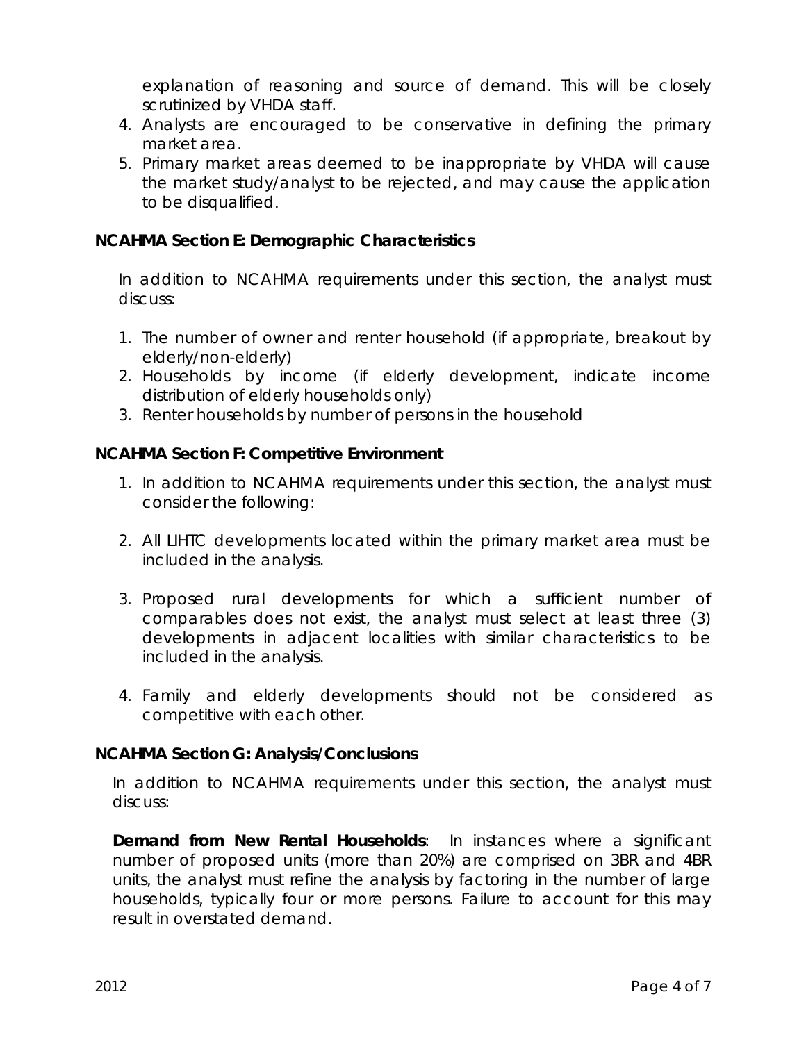explanation of reasoning and source of demand. This will be closely scrutinized by VHDA staff.

4. Analysts are encouraged to be conservative in defining the primary market area.
5. Primary market areas deemed to be inappropriate by VHDA will cause the market study/analyst to be rejected, and may cause the application to be disqualified.

**NCAHMA Section E: Demographic Characteristics**

In addition to NCAHMA requirements under this section, the analyst must discuss:

1. The number of owner and renter household (if appropriate, breakout by elderly/non-elderly)
2. Households by income (if elderly development, indicate income distribution of elderly households only)
3. Renter households by number of persons in the household

**NCAHMA Section F: Competitive Environment**

1. In addition to NCAHMA requirements under this section, the analyst must consider the following:

2. All LIHTC developments located within the primary market area must be included in the analysis.

3. Proposed rural developments for which a sufficient number of comparables does not exist, the analyst must select at least three (3) developments in adjacent localities with similar characteristics to be included in the analysis.

4. Family and elderly developments should not be considered as competitive with each other.

**NCAHMA Section G: Analysis/Conclusions**

In addition to NCAHMA requirements under this section, the analyst must discuss:

**Demand from New Rental Households**: In instances where a significant number of proposed units (more than 20%) are comprised on 3BR and 4BR units, the analyst must refine the analysis by factoring in the number of large households, typically four or more persons. Failure to account for this may result in overstated demand.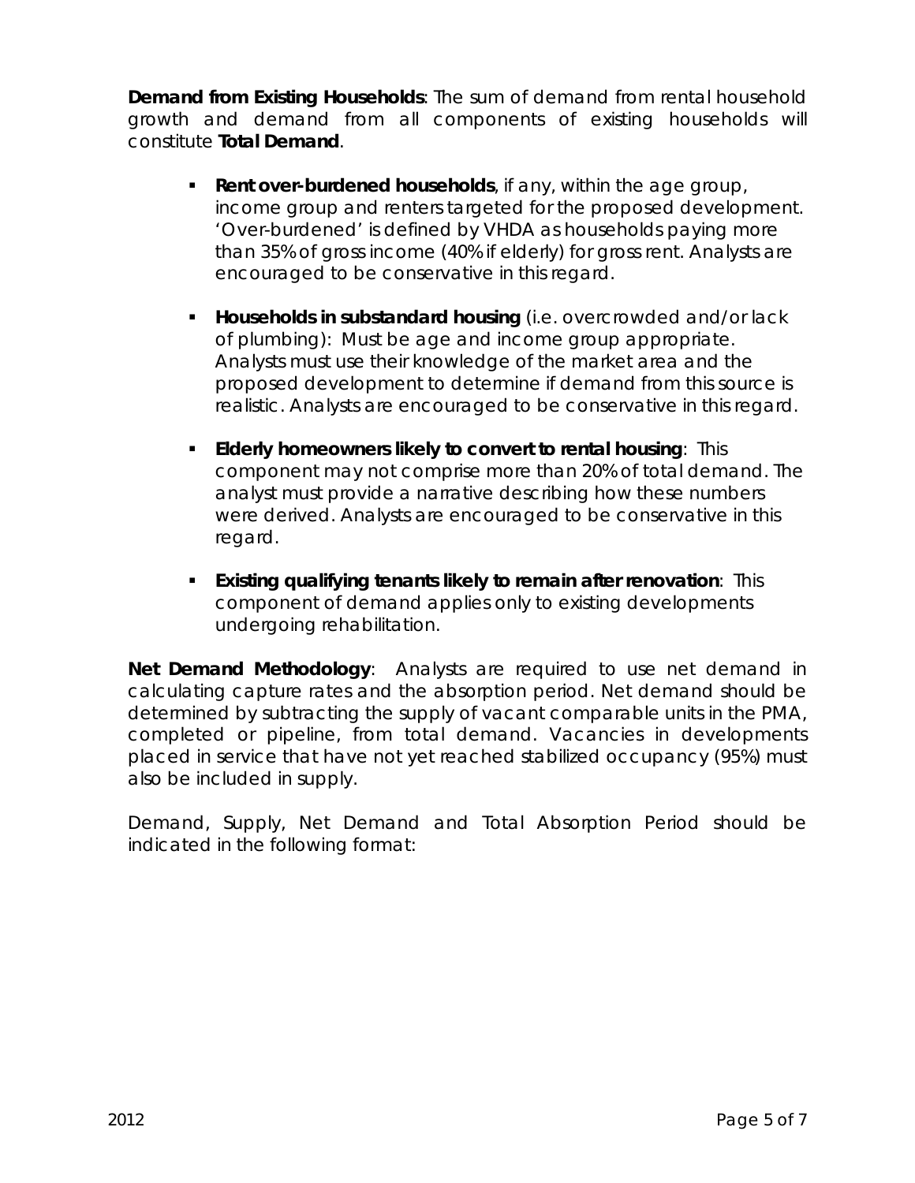**Demand from Existing Households**: The sum of demand from rental household growth and demand from all components of existing households will constitute **Total Demand**.

- **Rent over-burdened households**, if any, within the age group, income group and renters targeted for the proposed development. 'Over-burdened' is defined by VHDA as households paying more than 35% of gross income (40% if elderly) for gross rent. Analysts are encouraged to be conservative in this regard.

- **Households in substandard housing** (i.e. overcrowded and/or lack of plumbing): Must be age and income group appropriate. Analysts must use their knowledge of the market area and the proposed development to determine if demand from this source is realistic. Analysts are encouraged to be conservative in this regard.

- **Elderly homeowners likely to convert to rental housing**: This component may not comprise more than 20% of total demand. The analyst must provide a narrative describing how these numbers were derived. Analysts are encouraged to be conservative in this regard.

- **Existing qualifying tenants likely to remain after renovation**: This component of demand applies only to existing developments undergoing rehabilitation.

**Net Demand Methodology**: Analysts are required to use net demand in calculating capture rates and the absorption period. Net demand should be determined by subtracting the supply of vacant comparable units in the PMA, completed or pipeline, from total demand. Vacancies in developments placed in service that have not yet reached stabilized occupancy (95%) must also be included in supply.

Demand, Supply, Net Demand and Total Absorption Period should be indicated in the following format: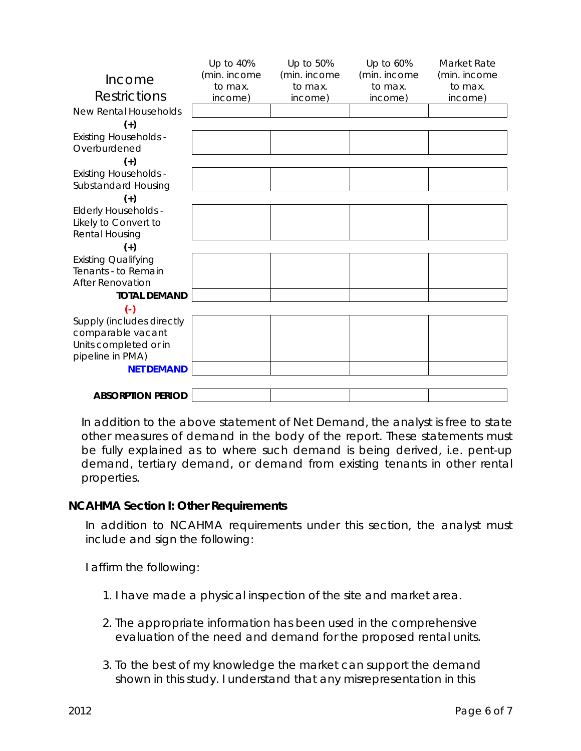| Income Restrictions | Up to 40% (min. income to max. income) | Up to 50% (min. income to max. income) | Up to 60% (min. income to max. income) | Market Rate (min. income to max. income) |
|---|---|---|---|---|
| New Rental Households | | | | |
| (+) | | | | |
| Existing Households - Overburdened | | | | |
| (+) | | | | |
| Existing Households - Substandard Housing | | | | |
| (+) | | | | |
| Elderly Households - Likely to Convert to Rental Housing | | | | |
| (+) | | | | |
| Existing Qualifying Tenants - to Remain After Renovation | | | | |
| **TOTAL DEMAND** | | | | |
| (-) | | | | |
| Supply (includes directly comparable vacant Units completed or in pipeline in PMA) | | | | |
| **NET DEMAND** | | | | |
| **ABSORPTION PERIOD** | | | | |

In addition to the above statement of Net Demand, the analyst is free to state other measures of demand in the body of the report. These statements must be fully explained as to where such demand is being derived, i.e. pent-up demand, tertiary demand, or demand from existing tenants in other rental properties.

**NCAHMA Section I: Other Requirements**

In addition to NCAHMA requirements under this section, the analyst must include and sign the following:

I affirm the following:

1. I have made a physical inspection of the site and market area.
2. The appropriate information has been used in the comprehensive evaluation of the need and demand for the proposed rental units.
3. To the best of my knowledge the market can support the demand shown in this study. I understand that any misrepresentation in this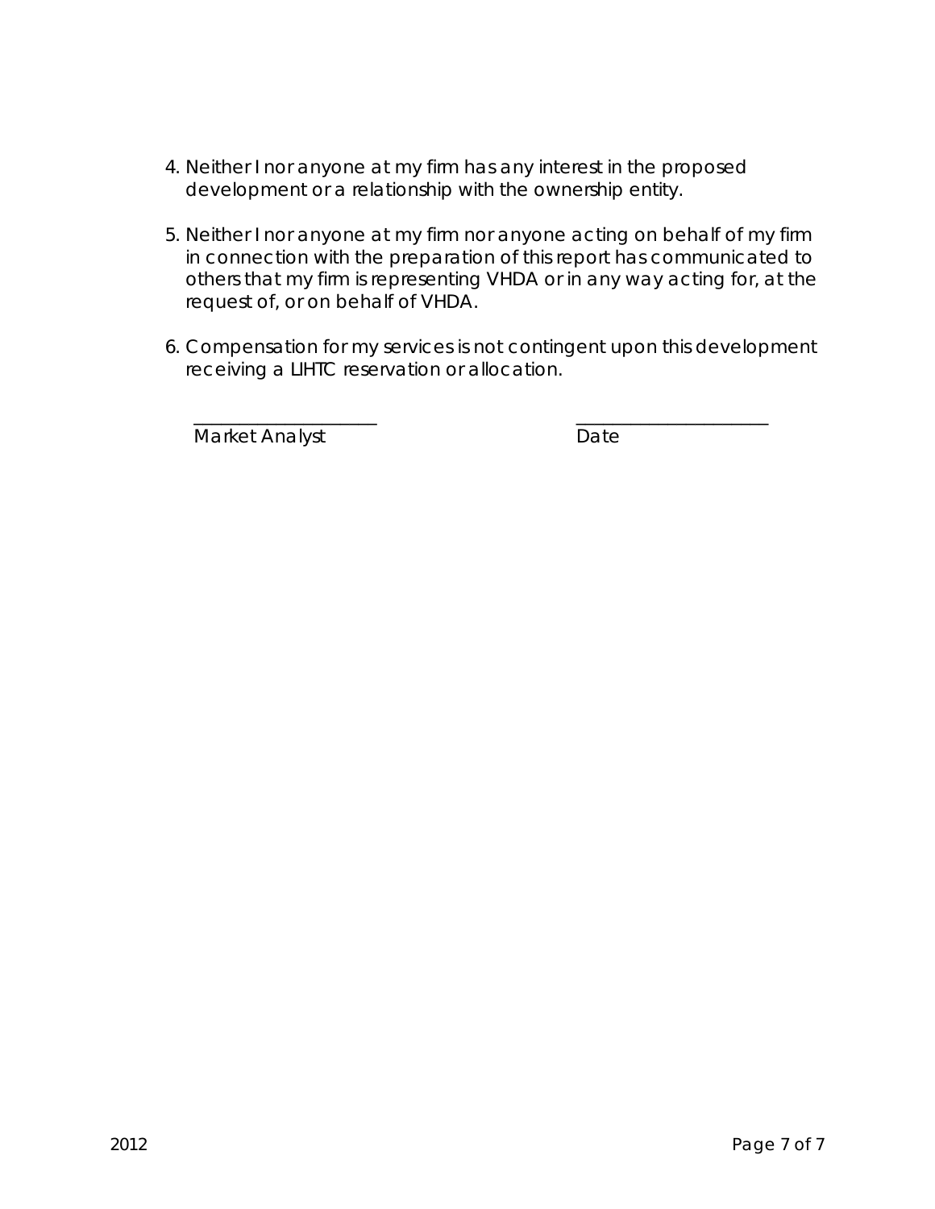4. Neither I nor anyone at my firm has any interest in the proposed development or a relationship with the ownership entity.

5. Neither I nor anyone at my firm nor anyone acting on behalf of my firm in connection with the preparation of this report has communicated to others that my firm is representing VHDA or in any way acting for, at the request of, or on behalf of VHDA.

6. Compensation for my services is not contingent upon this development receiving a LIHTC reservation or allocation.

| | |
|---|---|
| ____________________ | ____________________ |
| Market Analyst | Date |